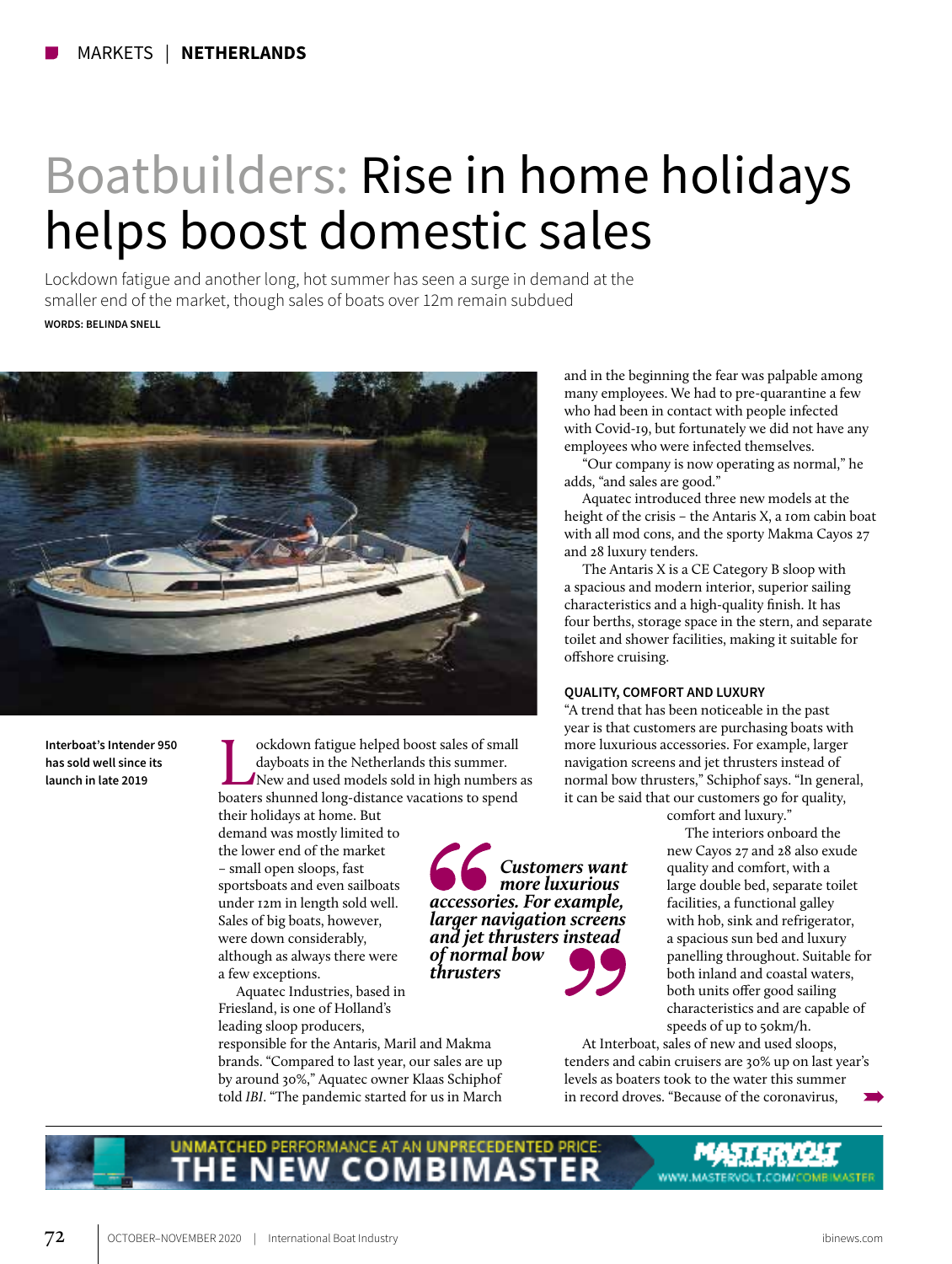# Boatbuilders: Rise in home holidays helps boost domestic sales

Lockdown fatigue and another long, hot summer has seen a surge in demand at the smaller end of the market, though sales of boats over 12m remain subdued

**WORDS: BELINDA SNELL**

**Interboat's Intender 950 has sold well since its launch in late 2019**

Lockdown fatigue helped boost sales of small dayboats in the Netherlands this summer. New and used models sold in high numbers as boaters shunned long-distance vacations to spend their holidays at home. But demand was mostly limited to the lower end of the market – small open sloops, fast sportsboats and even sailboats under 12m in length sold well. Sales of big boats, however, were down considerably, although as always there were a few exceptions.

Aquatec Industries, based in Friesland, is one of Holland's leading sloop producers, responsible for the Antaris, Maril and Makma brands. "Compared to last year, our sales are up by around 30%," Aquatec owner Klaas Schiphof told *IBI*. "The pandemic started for us in March and in the beginning the fear was palpable among many employees. We had to pre-quarantine a few who had been in contact with people infected with Covid-19, but fortunately we did not have any employees who were infected themselves.

"Our company is now operating as normal," he adds, "and sales are good."

Aquatec introduced three new models at the height of the crisis – the Antaris X, a 10m cabin boat with all mod cons, and the sporty Makma Cayos 27 and 28 luxury tenders.

The Antaris X is a CE Category B sloop with a spacious and modern interior, superior sailing characteristics and a high-quality finish. It has four berths, storage space in the stern, and separate toilet and shower facilities, making it suitable for offshore cruising.

> ***Customers want more luxurious accessories. For example, larger navigation screens and jet thrusters instead of normal bow thrusters***

### QUALITY, COMFORT AND LUXURY

"A trend that has been noticeable in the past year is that customers are purchasing boats with more luxurious accessories. For example, larger navigation screens and jet thrusters instead of normal bow thrusters," Schiphof says. "In general, it can be said that our customers go for quality, comfort and luxury."

The interiors onboard the new Cayos 27 and 28 also exude quality and comfort, with a large double bed, separate toilet facilities, a functional galley with hob, sink and refrigerator, a spacious sun bed and luxury panelling throughout. Suitable for both inland and coastal waters, both units offer good sailing characteristics and are capable of speeds of up to 50km/h.

At Interboat, sales of new and used sloops, tenders and cabin cruisers are 30% up on last year's levels as boaters took to the water this summer in record droves. "Because of the coronavirus,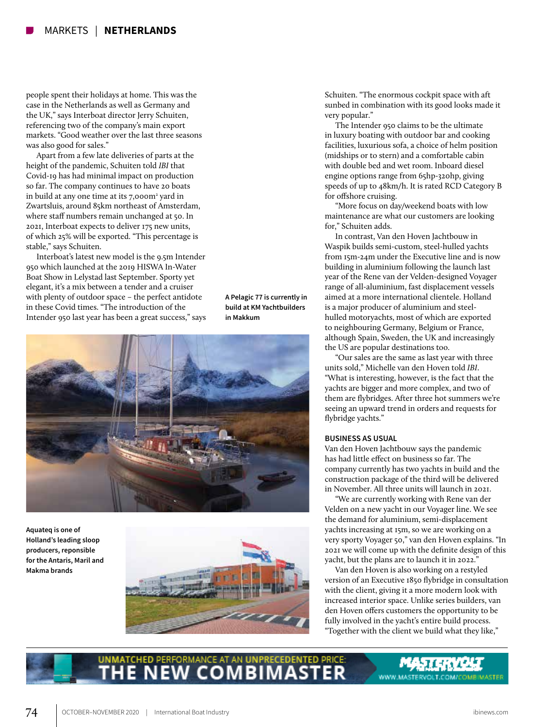people spent their holidays at home. This was the case in the Netherlands as well as Germany and the UK," says Interboat director Jerry Schuiten, referencing two of the company's main export markets. "Good weather over the last three seasons was also good for sales."

Apart from a few late deliveries of parts at the height of the pandemic, Schuiten told *IBI* that Covid-19 has had minimal impact on production so far. The company continues to have 20 boats in build at any one time at its 7,000m² yard in Zwartsluis, around 85km northeast of Amsterdam, where staff numbers remain unchanged at 50. In 2021, Interboat expects to deliver 175 new units, of which 25% will be exported. "This percentage is stable," says Schuiten.

Interboat's latest new model is the 9.5m Intender 950 which launched at the 2019 HISWA In-Water Boat Show in Lelystad last September. Sporty yet elegant, it's a mix between a tender and a cruiser with plenty of outdoor space – the perfect antidote in these Covid times. "The introduction of the Intender 950 last year has been a great success," says Schuiten. "The enormous cockpit space with aft sunbed in combination with its good looks made it very popular."

The Intender 950 claims to be the ultimate in luxury boating with outdoor bar and cooking facilities, luxurious sofa, a choice of helm position (midships or to stern) and a comfortable cabin with double bed and wet room. Inboard diesel engine options range from 65hp-320hp, giving speeds of up to 48km/h. It is rated RCD Category B for offshore cruising.

"More focus on day/weekend boats with low maintenance are what our customers are looking for," Schuiten adds.

In contrast, Van den Hoven Jachtbouw in Waspik builds semi-custom, steel-hulled yachts from 15m-24m under the Executive line and is now building in aluminium following the launch last year of the Rene van der Velden-designed Voyager range of all-aluminium, fast displacement vessels aimed at a more international clientele. Holland is a major producer of aluminium and steel-hulled motoryachts, most of which are exported to neighbouring Germany, Belgium or France, although Spain, Sweden, the UK and increasingly the US are popular destinations too.

"Our sales are the same as last year with three units sold," Michelle van den Hoven told *IBI*. "What is interesting, however, is the fact that the yachts are bigger and more complex, and two of them are flybridges. After three hot summers we're seeing an upward trend in orders and requests for flybridge yachts."

A Pelagic 77 is currently in build at KM Yachtbuilders in Makkum

Aquateq is one of Holland's leading sloop producers, reponsible for the Antaris, Maril and Makma brands

## BUSINESS AS USUAL

Van den Hoven Jachtbouw says the pandemic has had little effect on business so far. The company currently has two yachts in build and the construction package of the third will be delivered in November. All three units will launch in 2021.

"We are currently working with Rene van der Velden on a new yacht in our Voyager line. We see the demand for aluminium, semi-displacement yachts increasing at 15m, so we are working on a very sporty Voyager 50," van den Hoven explains. "In 2021 we will come up with the definite design of this yacht, but the plans are to launch it in 2022."

Van den Hoven is also working on a restyled version of an Executive 1850 flybridge in consultation with the client, giving it a more modern look with increased interior space. Unlike series builders, van den Hoven offers customers the opportunity to be fully involved in the yacht's entire build process. "Together with the client we build what they like,"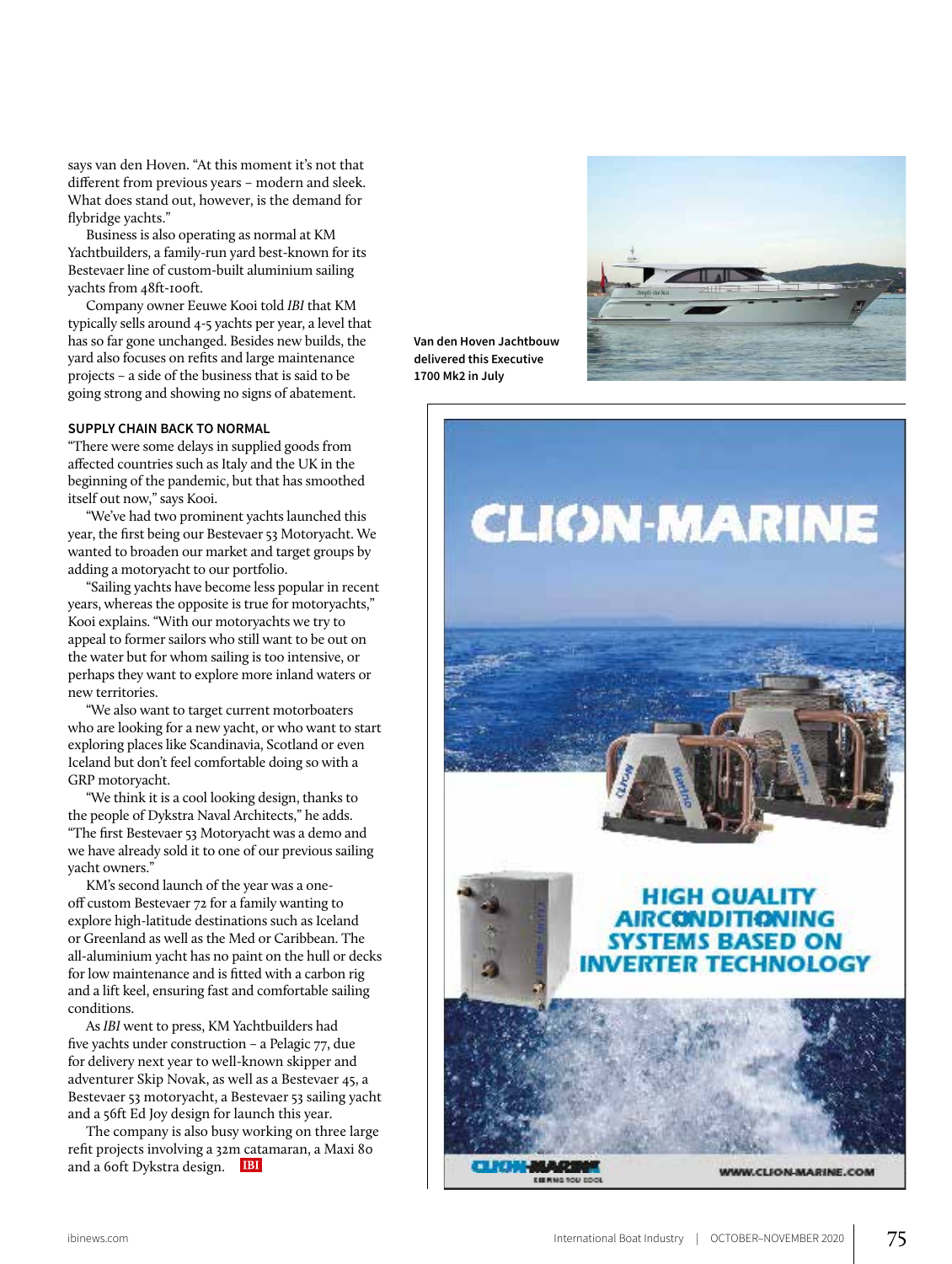says van den Hoven. "At this moment it's not that different from previous years – modern and sleek. What does stand out, however, is the demand for flybridge yachts."

Business is also operating as normal at KM Yachtbuilders, a family-run yard best-known for its Bestevaer line of custom-built aluminium sailing yachts from 48ft-100ft.

Company owner Eeuwe Kooi told *IBI* that KM typically sells around 4-5 yachts per year, a level that has so far gone unchanged. Besides new builds, the yard also focuses on refits and large maintenance projects – a side of the business that is said to be going strong and showing no signs of abatement.

**SUPPLY CHAIN BACK TO NORMAL**

"There were some delays in supplied goods from affected countries such as Italy and the UK in the beginning of the pandemic, but that has smoothed itself out now," says Kooi.

"We've had two prominent yachts launched this year, the first being our Bestevaer 53 Motoryacht. We wanted to broaden our market and target groups by adding a motoryacht to our portfolio.

"Sailing yachts have become less popular in recent years, whereas the opposite is true for motoryachts," Kooi explains. "With our motoryachts we try to appeal to former sailors who still want to be out on the water but for whom sailing is too intensive, or perhaps they want to explore more inland waters or new territories.

"We also want to target current motorboaters who are looking for a new yacht, or who want to start exploring places like Scandinavia, Scotland or even Iceland but don't feel comfortable doing so with a GRP motoryacht.

"We think it is a cool looking design, thanks to the people of Dykstra Naval Architects," he adds. "The first Bestevaer 53 Motoryacht was a demo and we have already sold it to one of our previous sailing yacht owners."

KM's second launch of the year was a one-off custom Bestevaer 72 for a family wanting to explore high-latitude destinations such as Iceland or Greenland as well as the Med or Caribbean. The all-aluminium yacht has no paint on the hull or decks for low maintenance and is fitted with a carbon rig and a lift keel, ensuring fast and comfortable sailing conditions.

As *IBI* went to press, KM Yachtbuilders had five yachts under construction – a Pelagic 77, due for delivery next year to well-known skipper and adventurer Skip Novak, as well as a Bestevaer 45, a Bestevaer 53 motoryacht, a Bestevaer 53 sailing yacht and a 56ft Ed Joy design for launch this year.

The company is also busy working on three large refit projects involving a 32m catamaran, a Maxi 80 and a 60ft Dykstra design. IBI

**Van den Hoven Jachtbouw delivered this Executive 1700 Mk2 in July**

CLION-MARINE

HIGH QUALITY AIRCONDITIONING SYSTEMS BASED ON INVERTER TECHNOLOGY

WWW.CLION-MARINE.COM